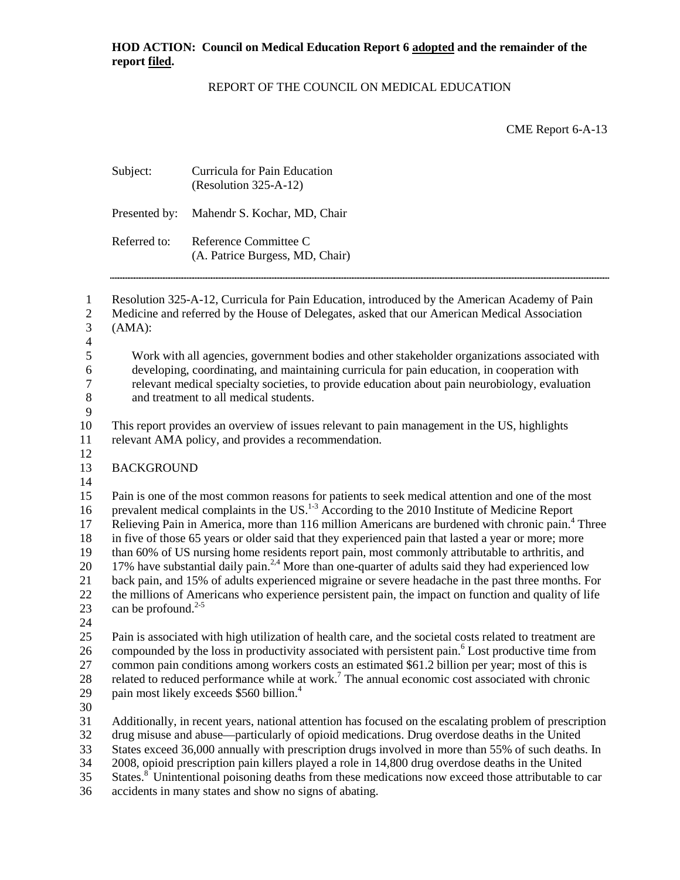**HOD ACTION: Council on Medical Education Report 6 adopted and the remainder of the report filed.**

REPORT OF THE COUNCIL ON MEDICAL EDUCATION

CME Report 6-A-13

Subject: Curricula for Pain Education (Resolution 325-A-12)

Presented by: Mahendr S. Kochar, MD, Chair

Referred to: Reference Committee C (A. Patrice Burgess, MD, Chair)

---

Resolution 325-A-12, Curricula for Pain Education, introduced by the American Academy of Pain Medicine and referred by the House of Delegates, asked that our American Medical Association (AMA):

> Work with all agencies, government bodies and other stakeholder organizations associated with developing, coordinating, and maintaining curricula for pain education, in cooperation with relevant medical specialty societies, to provide education about pain neurobiology, evaluation and treatment to all medical students.

This report provides an overview of issues relevant to pain management in the US, highlights relevant AMA policy, and provides a recommendation.

## BACKGROUND

Pain is one of the most common reasons for patients to seek medical attention and one of the most prevalent medical complaints in the US.[1-3] According to the 2010 Institute of Medicine Report Relieving Pain in America, more than 116 million Americans are burdened with chronic pain.[4] Three in five of those 65 years or older said that they experienced pain that lasted a year or more; more than 60% of US nursing home residents report pain, most commonly attributable to arthritis, and 17% have substantial daily pain.[2,4] More than one-quarter of adults said they had experienced low back pain, and 15% of adults experienced migraine or severe headache in the past three months. For the millions of Americans who experience persistent pain, the impact on function and quality of life can be profound.[2-5]

Pain is associated with high utilization of health care, and the societal costs related to treatment are compounded by the loss in productivity associated with persistent pain.[6] Lost productive time from common pain conditions among workers costs an estimated $61.2 billion per year; most of this is related to reduced performance while at work.[7] The annual economic cost associated with chronic pain most likely exceeds $560 billion.[4]

Additionally, in recent years, national attention has focused on the escalating problem of prescription drug misuse and abuse—particularly of opioid medications. Drug overdose deaths in the United States exceed 36,000 annually with prescription drugs involved in more than 55% of such deaths. In 2008, opioid prescription pain killers played a role in 14,800 drug overdose deaths in the United States.[8] Unintentional poisoning deaths from these medications now exceed those attributable to car accidents in many states and show no signs of abating.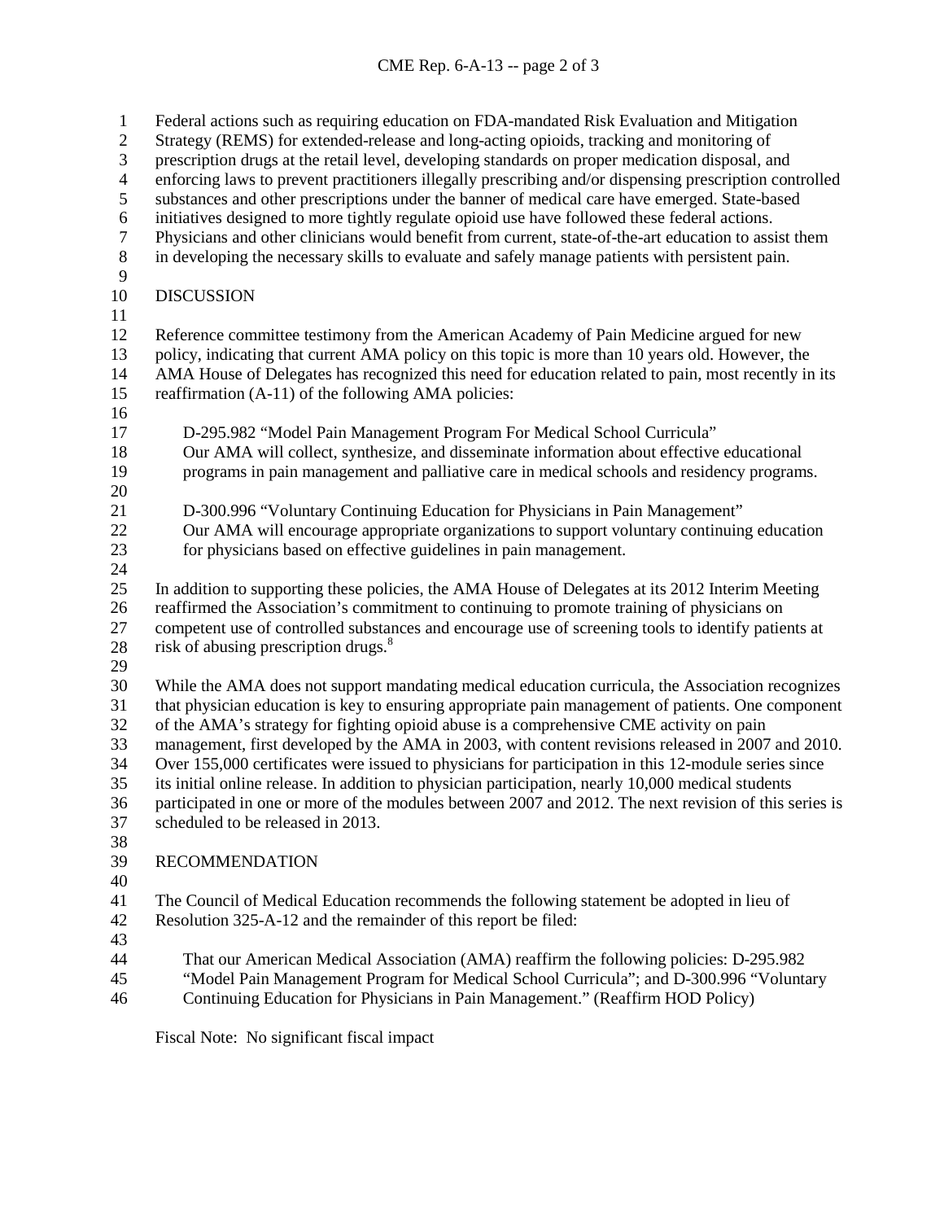Federal actions such as requiring education on FDA-mandated Risk Evaluation and Mitigation Strategy (REMS) for extended-release and long-acting opioids, tracking and monitoring of prescription drugs at the retail level, developing standards on proper medication disposal, and enforcing laws to prevent practitioners illegally prescribing and/or dispensing prescription controlled substances and other prescriptions under the banner of medical care have emerged. State-based initiatives designed to more tightly regulate opioid use have followed these federal actions. Physicians and other clinicians would benefit from current, state-of-the-art education to assist them in developing the necessary skills to evaluate and safely manage patients with persistent pain.

## DISCUSSION

Reference committee testimony from the American Academy of Pain Medicine argued for new policy, indicating that current AMA policy on this topic is more than 10 years old. However, the AMA House of Delegates has recognized this need for education related to pain, most recently in its reaffirmation (A-11) of the following AMA policies:

> D-295.982 "Model Pain Management Program For Medical School Curricula"
> Our AMA will collect, synthesize, and disseminate information about effective educational programs in pain management and palliative care in medical schools and residency programs.
>
> D-300.996 "Voluntary Continuing Education for Physicians in Pain Management"
> Our AMA will encourage appropriate organizations to support voluntary continuing education for physicians based on effective guidelines in pain management.

In addition to supporting these policies, the AMA House of Delegates at its 2012 Interim Meeting reaffirmed the Association's commitment to continuing to promote training of physicians on competent use of controlled substances and encourage use of screening tools to identify patients at risk of abusing prescription drugs.[8]

While the AMA does not support mandating medical education curricula, the Association recognizes that physician education is key to ensuring appropriate pain management of patients. One component of the AMA's strategy for fighting opioid abuse is a comprehensive CME activity on pain management, first developed by the AMA in 2003, with content revisions released in 2007 and 2010. Over 155,000 certificates were issued to physicians for participation in this 12-module series since its initial online release. In addition to physician participation, nearly 10,000 medical students participated in one or more of the modules between 2007 and 2012. The next revision of this series is scheduled to be released in 2013.

## RECOMMENDATION

The Council of Medical Education recommends the following statement be adopted in lieu of Resolution 325-A-12 and the remainder of this report be filed:

> That our American Medical Association (AMA) reaffirm the following policies: D-295.982 "Model Pain Management Program for Medical School Curricula"; and D-300.996 "Voluntary Continuing Education for Physicians in Pain Management." (Reaffirm HOD Policy)

Fiscal Note: No significant fiscal impact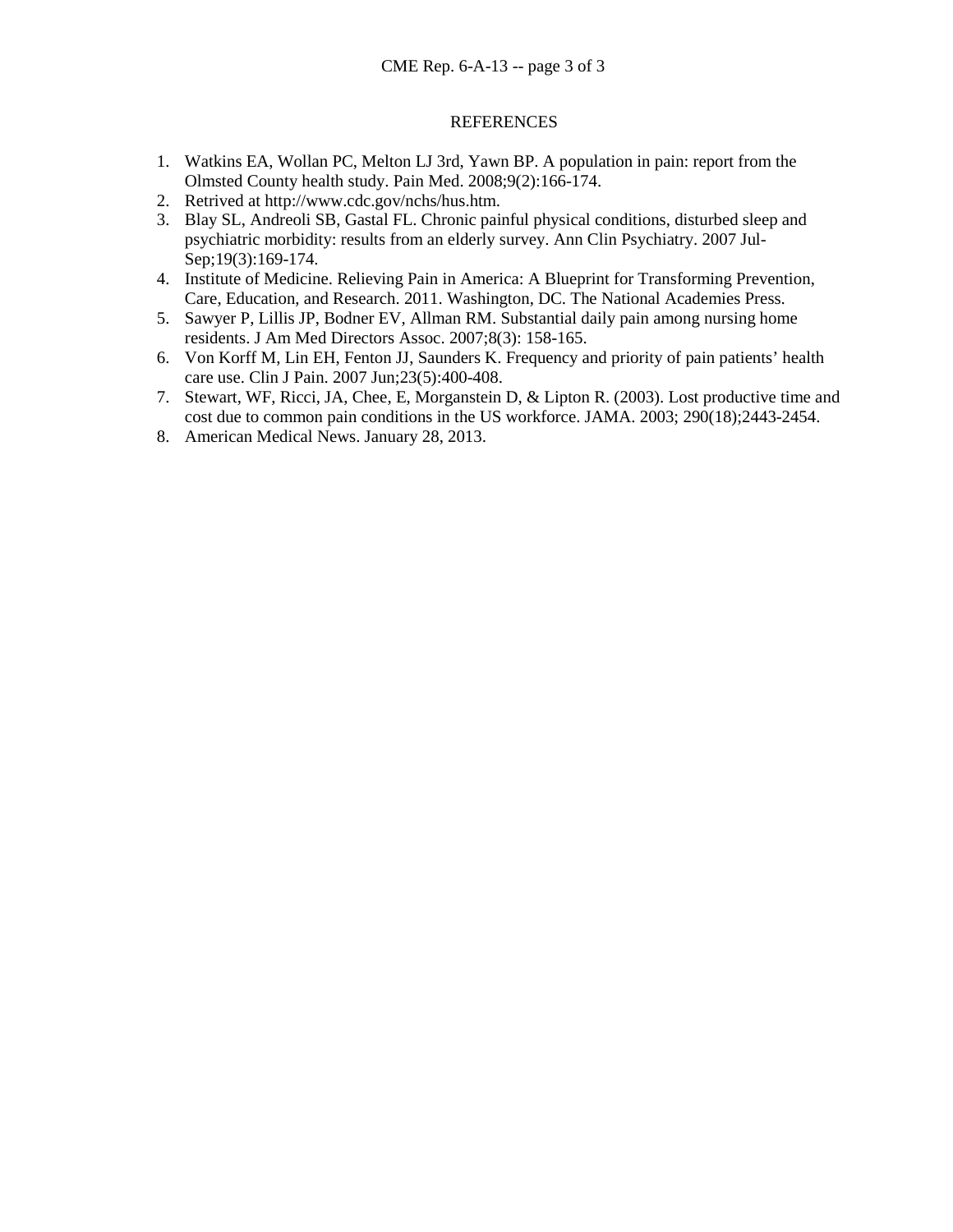## REFERENCES

1. Watkins EA, Wollan PC, Melton LJ 3rd, Yawn BP. A population in pain: report from the Olmsted County health study. Pain Med. 2008;9(2):166-174.
2. Retrived at http://www.cdc.gov/nchs/hus.htm.
3. Blay SL, Andreoli SB, Gastal FL. Chronic painful physical conditions, disturbed sleep and psychiatric morbidity: results from an elderly survey. Ann Clin Psychiatry. 2007 Jul-Sep;19(3):169-174.
4. Institute of Medicine. Relieving Pain in America: A Blueprint for Transforming Prevention, Care, Education, and Research. 2011. Washington, DC. The National Academies Press.
5. Sawyer P, Lillis JP, Bodner EV, Allman RM. Substantial daily pain among nursing home residents. J Am Med Directors Assoc. 2007;8(3): 158-165.
6. Von Korff M, Lin EH, Fenton JJ, Saunders K. Frequency and priority of pain patients' health care use. Clin J Pain. 2007 Jun;23(5):400-408.
7. Stewart, WF, Ricci, JA, Chee, E, Morganstein D, & Lipton R. (2003). Lost productive time and cost due to common pain conditions in the US workforce. JAMA. 2003; 290(18);2443-2454.
8. American Medical News. January 28, 2013.